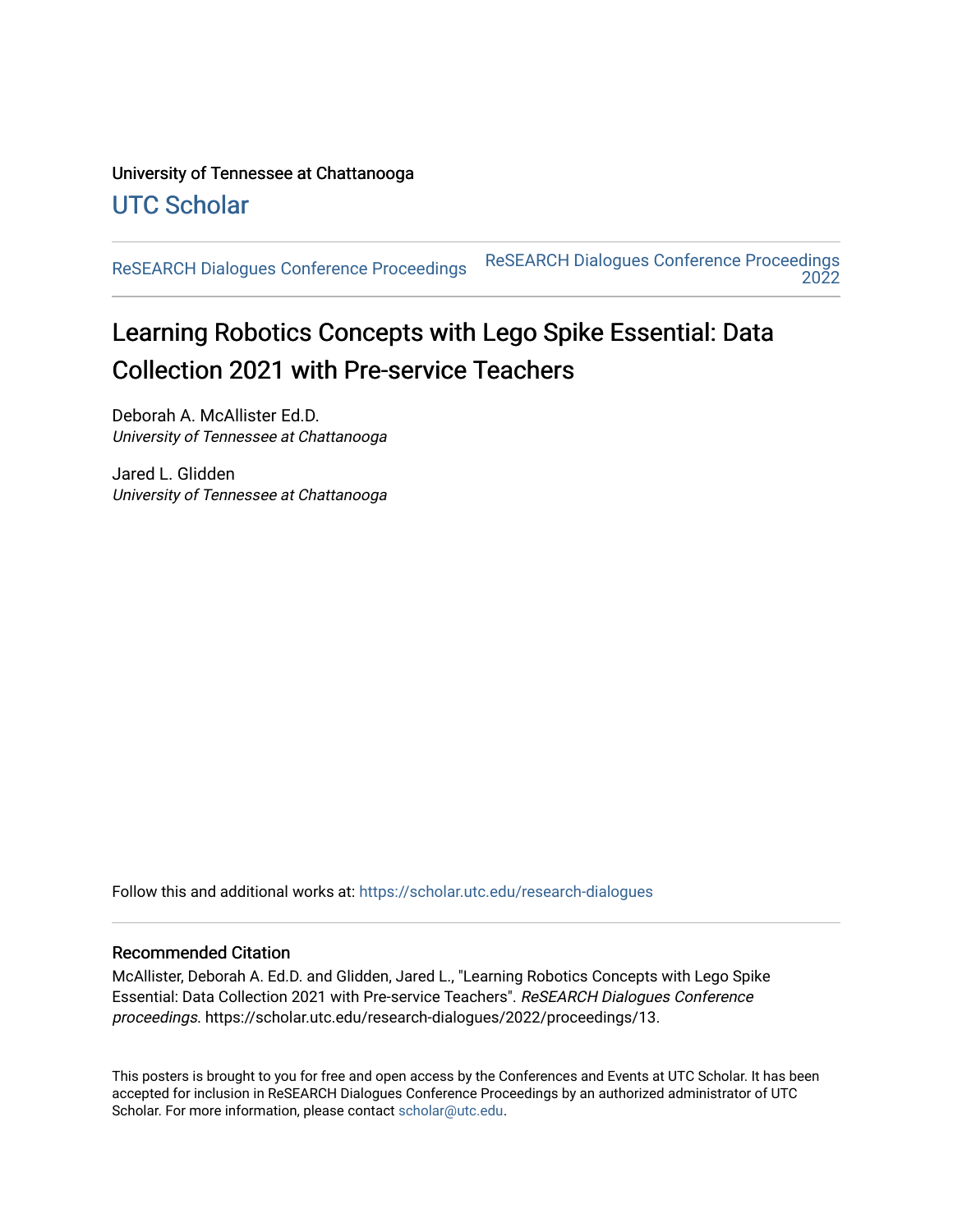University of Tennessee at Chattanooga

## UTC Scholar

ReSEARCH Dialogues Conference Proceedings | ReSEARCH Dialogues Conference Proceedings 2022

# Learning Robotics Concepts with Lego Spike Essential: Data Collection 2021 with Pre-service Teachers

Deborah A. McAllister Ed.D.
*University of Tennessee at Chattanooga*

Jared L. Glidden
*University of Tennessee at Chattanooga*

Follow this and additional works at: https://scholar.utc.edu/research-dialogues

### Recommended Citation

McAllister, Deborah A. Ed.D. and Glidden, Jared L., "Learning Robotics Concepts with Lego Spike Essential: Data Collection 2021 with Pre-service Teachers". *ReSEARCH Dialogues Conference proceedings*. https://scholar.utc.edu/research-dialogues/2022/proceedings/13.

This posters is brought to you for free and open access by the Conferences and Events at UTC Scholar. It has been accepted for inclusion in ReSEARCH Dialogues Conference Proceedings by an authorized administrator of UTC Scholar. For more information, please contact scholar@utc.edu.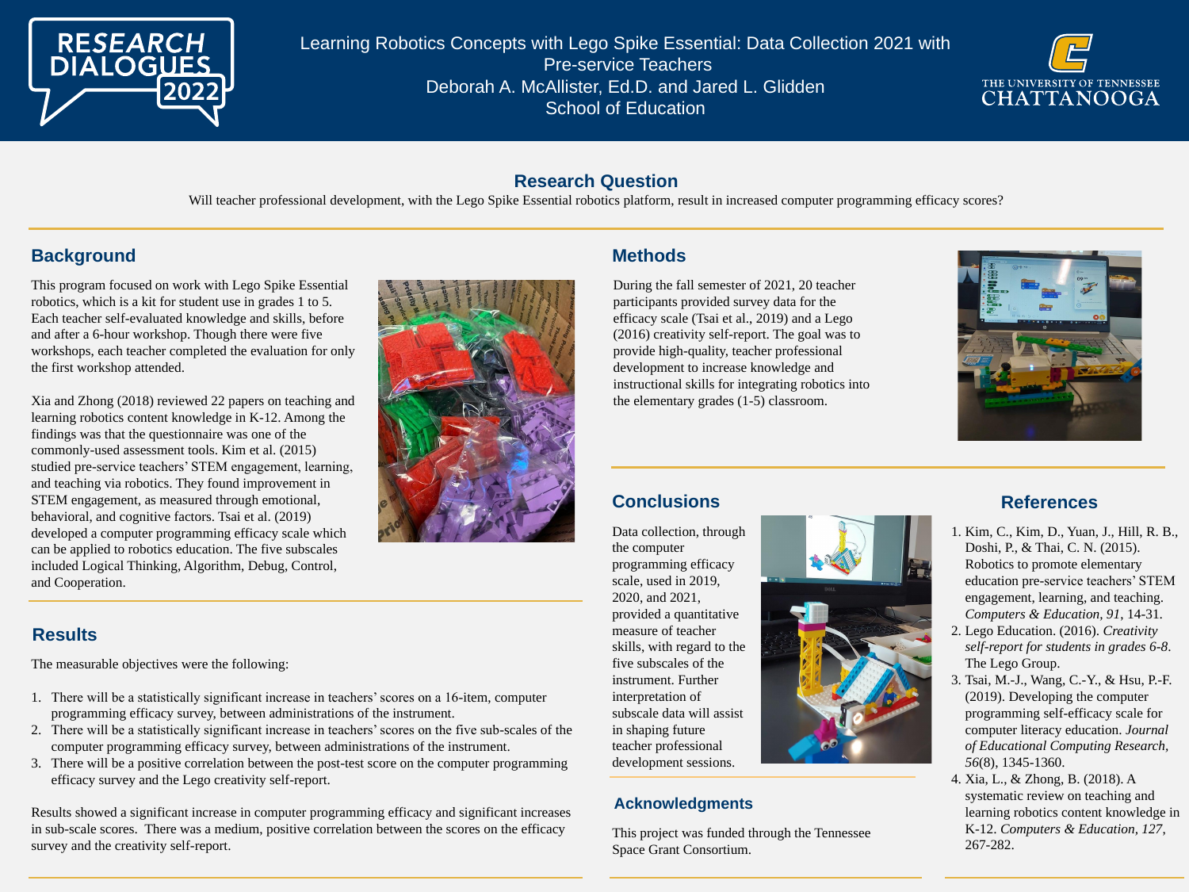# Learning Robotics Concepts with Lego Spike Essential: Data Collection 2021 with Pre-service Teachers

Deborah A. McAllister, Ed.D. and Jared L. Glidden

School of Education

RESEARCH DIALOGUES 2022

THE UNIVERSITY OF TENNESSEE CHATTANOOGA

## Research Question

Will teacher professional development, with the Lego Spike Essential robotics platform, result in increased computer programming efficacy scores?

## Background

This program focused on work with Lego Spike Essential robotics, which is a kit for student use in grades 1 to 5. Each teacher self-evaluated knowledge and skills, before and after a 6-hour workshop. Though there were five workshops, each teacher completed the evaluation for only the first workshop attended.

Xia and Zhong (2018) reviewed 22 papers on teaching and learning robotics content knowledge in K-12. Among the findings was that the questionnaire was one of the commonly-used assessment tools. Kim et al. (2015) studied pre-service teachers' STEM engagement, learning, and teaching via robotics. They found improvement in STEM engagement, as measured through emotional, behavioral, and cognitive factors. Tsai et al. (2019) developed a computer programming efficacy scale which can be applied to robotics education. The five subscales included Logical Thinking, Algorithm, Debug, Control, and Cooperation.

## Results

The measurable objectives were the following:

1. There will be a statistically significant increase in teachers' scores on a 16-item, computer programming efficacy survey, between administrations of the instrument.
2. There will be a statistically significant increase in teachers' scores on the five sub-scales of the computer programming efficacy survey, between administrations of the instrument.
3. There will be a positive correlation between the post-test score on the computer programming efficacy survey and the Lego creativity self-report.

Results showed a significant increase in computer programming efficacy and significant increases in sub-scale scores. There was a medium, positive correlation between the scores on the efficacy survey and the creativity self-report.

## Methods

During the fall semester of 2021, 20 teacher participants provided survey data for the efficacy scale (Tsai et al., 2019) and a Lego (2016) creativity self-report. The goal was to provide high-quality, teacher professional development to increase knowledge and instructional skills for integrating robotics into the elementary grades (1-5) classroom.

## Conclusions

Data collection, through the computer programming efficacy scale, used in 2019, 2020, and 2021, provided a quantitative measure of teacher skills, with regard to the five subscales of the instrument. Further interpretation of subscale data will assist in shaping future teacher professional development sessions.

## Acknowledgments

This project was funded through the Tennessee Space Grant Consortium.

## References

1. Kim, C., Kim, D., Yuan, J., Hill, R. B., Doshi, P., & Thai, C. N. (2015). Robotics to promote elementary education pre-service teachers' STEM engagement, learning, and teaching. *Computers & Education, 91*, 14-31.
2. Lego Education. (2016). *Creativity self-report for students in grades 6-8*. The Lego Group.
3. Tsai, M.-J., Wang, C.-Y., & Hsu, P.-F. (2019). Developing the computer programming self-efficacy scale for computer literacy education. *Journal of Educational Computing Research, 56*(8), 1345-1360.
4. Xia, L., & Zhong, B. (2018). A systematic review on teaching and learning robotics content knowledge in K-12. *Computers & Education, 127*, 267-282.